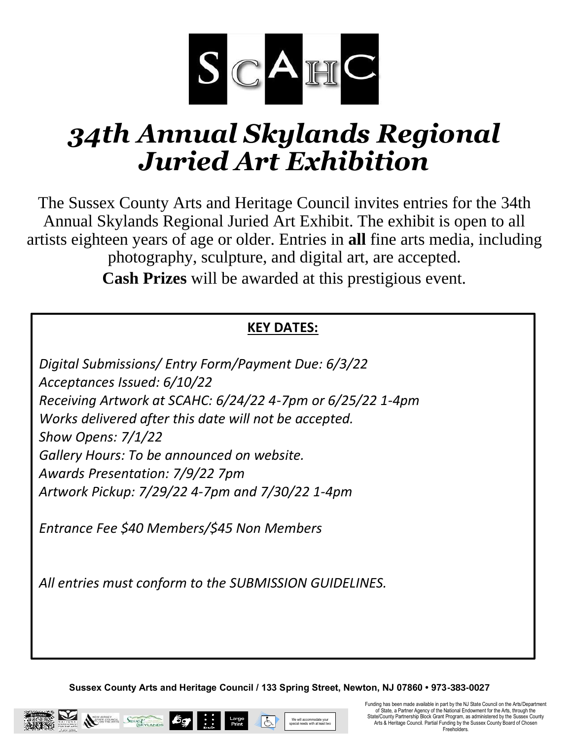SCAHC

# 34th Annual Skylands Regional Juried Art Exhibition

The Sussex County Arts and Heritage Council invites entries for the 34th Annual Skylands Regional Juried Art Exhibit. The exhibit is open to all artists eighteen years of age or older. Entries in **all** fine arts media, including photography, sculpture, and digital art, are accepted.

**Cash Prizes** will be awarded at this prestigious event.

**KEY DATES:**

*Digital Submissions/ Entry Form/Payment Due: 6/3/22*
*Acceptances Issued: 6/10/22*
*Receiving Artwork at SCAHC: 6/24/22 4-7pm or 6/25/22 1-4pm*
*Works delivered after this date will not be accepted.*
*Show Opens: 7/1/22*
*Gallery Hours: To be announced on website.*
*Awards Presentation: 7/9/22 7pm*
*Artwork Pickup: 7/29/22 4-7pm and 7/30/22 1-4pm*

*Entrance Fee $40 Members/$45 Non Members*

*All entries must conform to the SUBMISSION GUIDELINES.*

**Sussex County Arts and Heritage Council / 133 Spring Street, Newton, NJ 07860 • 973-383-0027**

We will accommodate your special needs with at least two

Funding has been made available in part by the NJ State Council on the Arts/Department of State, a Partner Agency of the National Endowment for the Arts, through the State/County Partnership Block Grant Program, as administered by the Sussex County Arts & Heritage Council. Partial Funding by the Sussex County Board of Chosen Freeholders.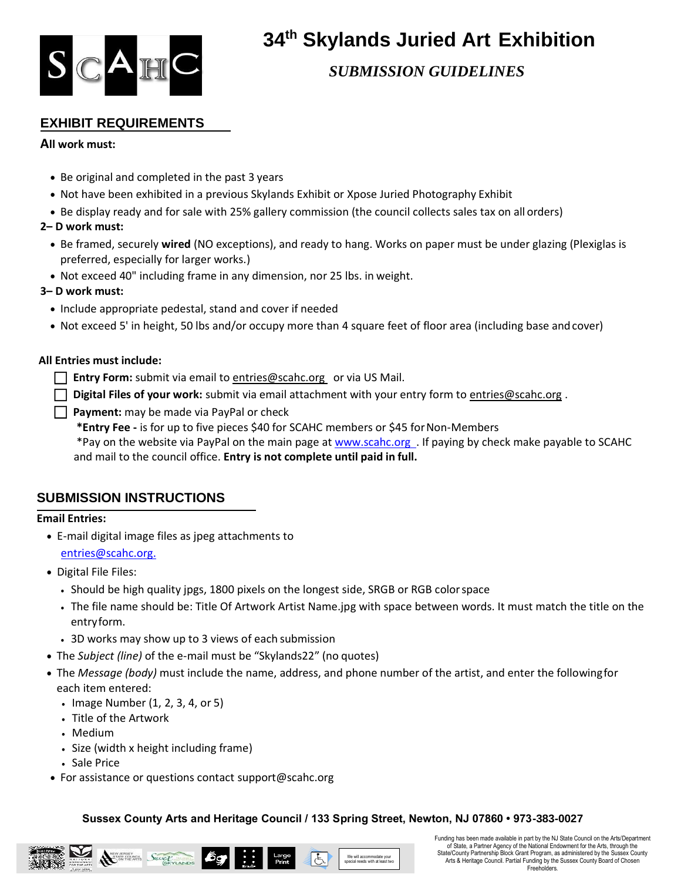# 34th Skylands Juried Art Exhibition

## *SUBMISSION GUIDELINES*

## EXHIBIT REQUIREMENTS

**All work must:**

- Be original and completed in the past 3 years
- Not have been exhibited in a previous Skylands Exhibit or Xpose Juried Photography Exhibit
- Be display ready and for sale with 25% gallery commission (the council collects sales tax on all orders)

**2– D work must:**

- Be framed, securely **wired** (NO exceptions), and ready to hang. Works on paper must be under glazing (Plexiglas is preferred, especially for larger works.)
- Not exceed 40" including frame in any dimension, nor 25 lbs. in weight.

**3– D work must:**

- Include appropriate pedestal, stand and cover if needed
- Not exceed 5' in height, 50 lbs and/or occupy more than 4 square feet of floor area (including base and cover)

**All Entries must include:**

- ☐ **Entry Form:** submit via email to entries@scahc.org or via US Mail.
- ☐ **Digital Files of your work:** submit via email attachment with your entry form to entries@scahc.org .
- ☐ **Payment:** may be made via PayPal or check

  ***Entry Fee -** is for up to five pieces $40 for SCAHC members or $45 for Non-Members

  *Pay on the website via PayPal on the main page at www.scahc.org . If paying by check make payable to SCAHC and mail to the council office. **Entry is not complete until paid in full.**

## SUBMISSION INSTRUCTIONS

**Email Entries:**

- E-mail digital image files as jpeg attachments to entries@scahc.org.
- Digital File Files:
  - Should be high quality jpgs, 1800 pixels on the longest side, SRGB or RGB color space
  - The file name should be: Title Of Artwork Artist Name.jpg with space between words. It must match the title on the entry form.
  - 3D works may show up to 3 views of each submission
- The *Subject (line)* of the e-mail must be "Skylands22" (no quotes)
- The *Message (body)* must include the name, address, and phone number of the artist, and enter the following for each item entered:
  - Image Number (1, 2, 3, 4, or 5)
  - Title of the Artwork
  - Medium
  - Size (width x height including frame)
  - Sale Price
- For assistance or questions contact support@scahc.org

**Sussex County Arts and Heritage Council / 133 Spring Street, Newton, NJ 07860 • 973-383-0027**

We will accommodate your special needs with at least two

Funding has been made available in part by the NJ State Council on the Arts/Department of State, a Partner Agency of the National Endowment for the Arts, through the State/County Partnership Block Grant Program, as administered by the Sussex County Arts & Heritage Council. Partial Funding by the Sussex County Board of Chosen Freeholders.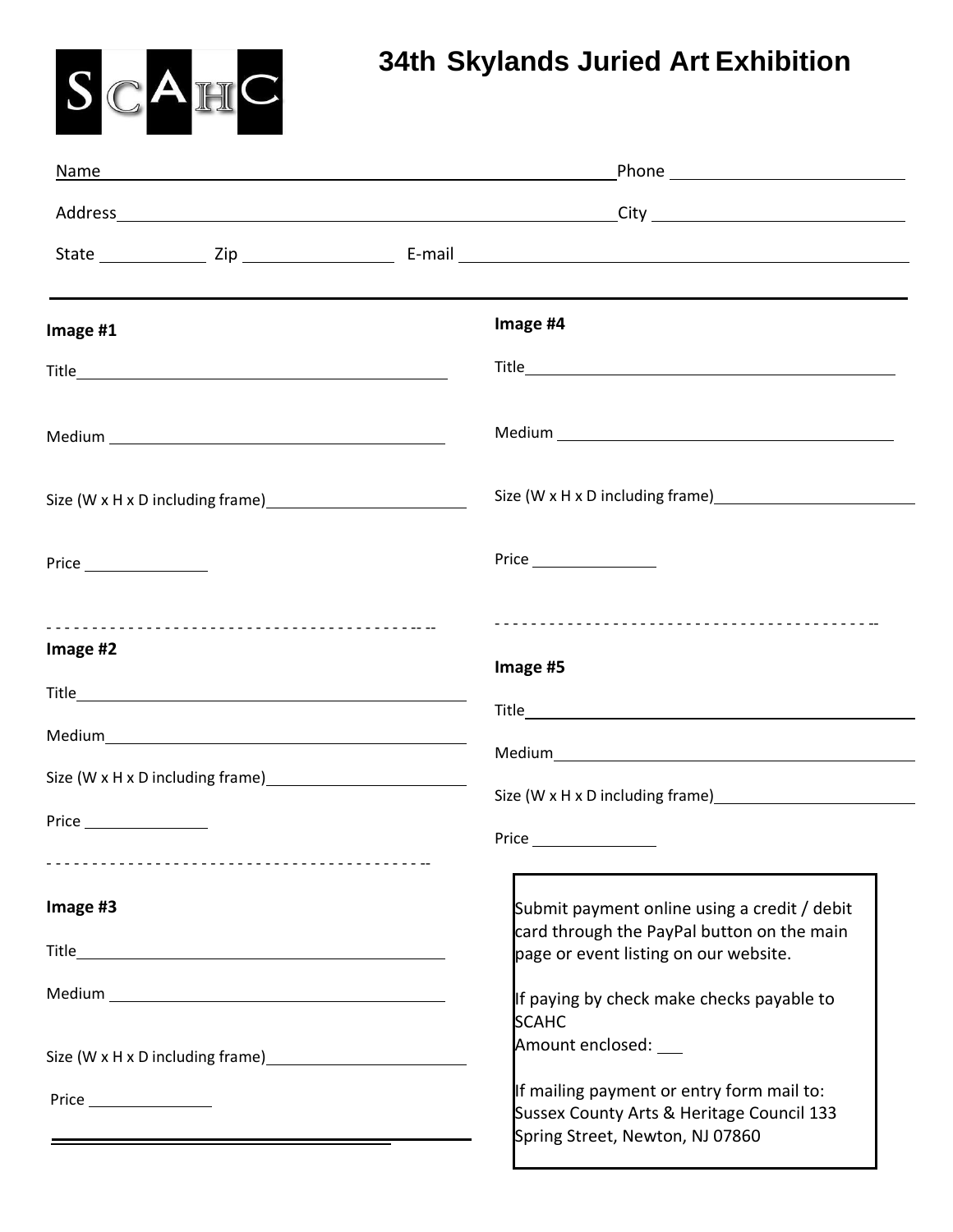SCAHC

# 34th Skylands Juried Art Exhibition

Name \_\_\_\_\_\_\_\_\_\_\_\_\_\_\_\_\_\_\_\_ Phone \_\_\_\_\_\_\_\_\_\_\_\_\_\_\_\_\_\_\_\_

Address \_\_\_\_\_\_\_\_\_\_\_\_\_\_\_\_\_\_\_\_ City \_\_\_\_\_\_\_\_\_\_\_\_\_\_\_\_\_\_\_\_

State \_\_\_\_\_\_\_\_ Zip \_\_\_\_\_\_\_\_ E-mail \_\_\_\_\_\_\_\_\_\_\_\_\_\_\_\_\_\_\_\_

---

**Image #1**

Title \_\_\_\_\_\_\_\_\_\_\_\_\_\_\_\_\_\_\_\_

Medium \_\_\_\_\_\_\_\_\_\_\_\_\_\_\_\_\_\_\_\_

Size (W x H x D including frame) \_\_\_\_\_\_\_\_\_\_\_\_\_\_\_\_\_\_\_\_

Price \_\_\_\_\_\_\_\_

**Image #2**

Title \_\_\_\_\_\_\_\_\_\_\_\_\_\_\_\_\_\_\_\_

Medium \_\_\_\_\_\_\_\_\_\_\_\_\_\_\_\_\_\_\_\_

Size (W x H x D including frame) \_\_\_\_\_\_\_\_\_\_\_\_\_\_\_\_\_\_\_\_

Price \_\_\_\_\_\_\_\_

**Image #3**

Title \_\_\_\_\_\_\_\_\_\_\_\_\_\_\_\_\_\_\_\_

Medium \_\_\_\_\_\_\_\_\_\_\_\_\_\_\_\_\_\_\_\_

Size (W x H x D including frame) \_\_\_\_\_\_\_\_\_\_\_\_\_\_\_\_\_\_\_\_

Price \_\_\_\_\_\_\_\_

**Image #4**

Title \_\_\_\_\_\_\_\_\_\_\_\_\_\_\_\_\_\_\_\_

Medium \_\_\_\_\_\_\_\_\_\_\_\_\_\_\_\_\_\_\_\_

Size (W x H x D including frame) \_\_\_\_\_\_\_\_\_\_\_\_\_\_\_\_\_\_\_\_

Price \_\_\_\_\_\_\_\_

**Image #5**

Title \_\_\_\_\_\_\_\_\_\_\_\_\_\_\_\_\_\_\_\_

Medium \_\_\_\_\_\_\_\_\_\_\_\_\_\_\_\_\_\_\_\_

Size (W x H x D including frame) \_\_\_\_\_\_\_\_\_\_\_\_\_\_\_\_\_\_\_\_

Price \_\_\_\_\_\_\_\_

Submit payment online using a credit / debit card through the PayPal button on the main page or event listing on our website.

If paying by check make checks payable to SCAHC
Amount enclosed: \_\_\_

If mailing payment or entry form mail to:
Sussex County Arts & Heritage Council 133 Spring Street, Newton, NJ 07860